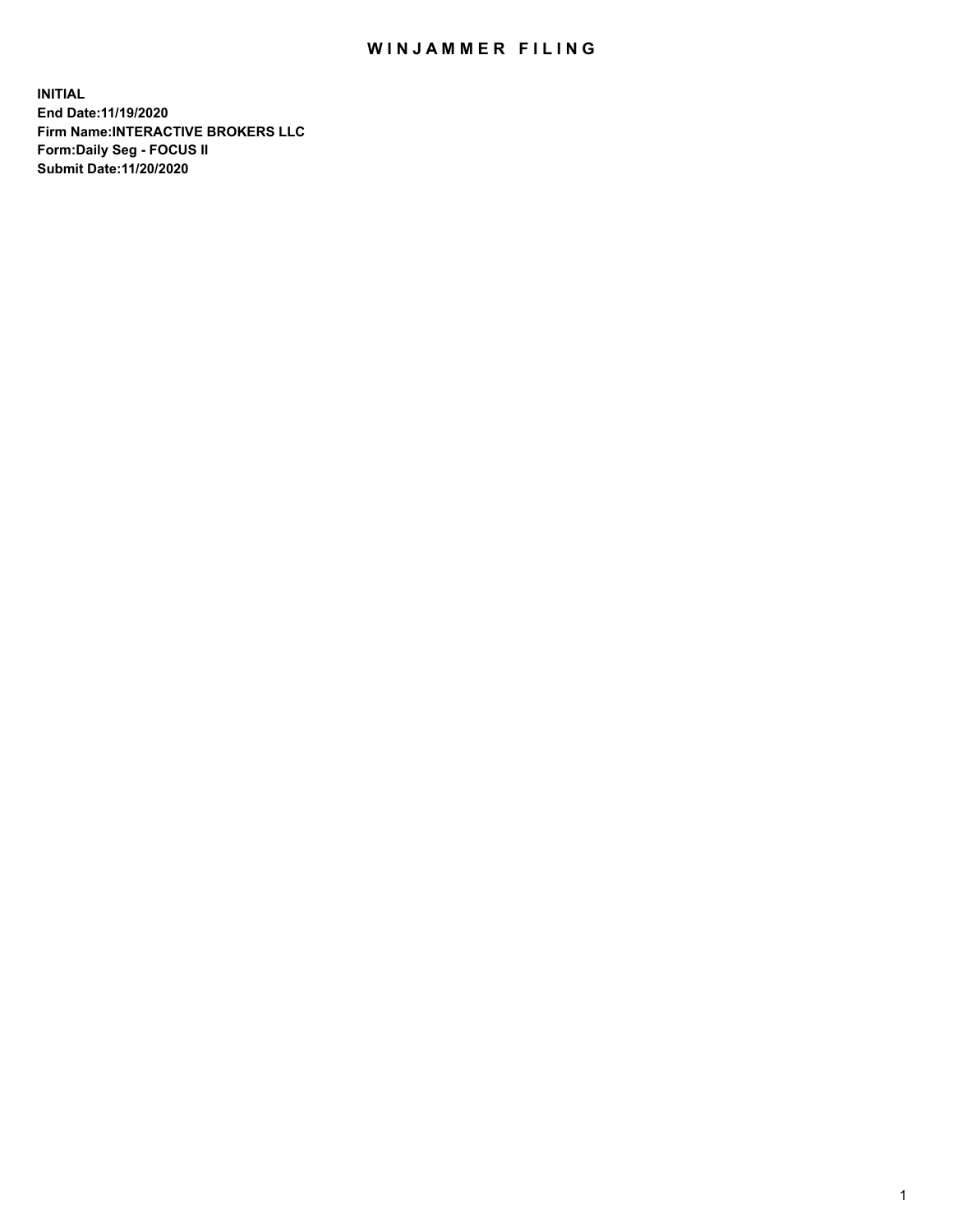# WINJAMMER FILING

**INITIAL**
**End Date:11/19/2020**
**Firm Name:INTERACTIVE BROKERS LLC**
**Form:Daily Seg - FOCUS II**
**Submit Date:11/20/2020**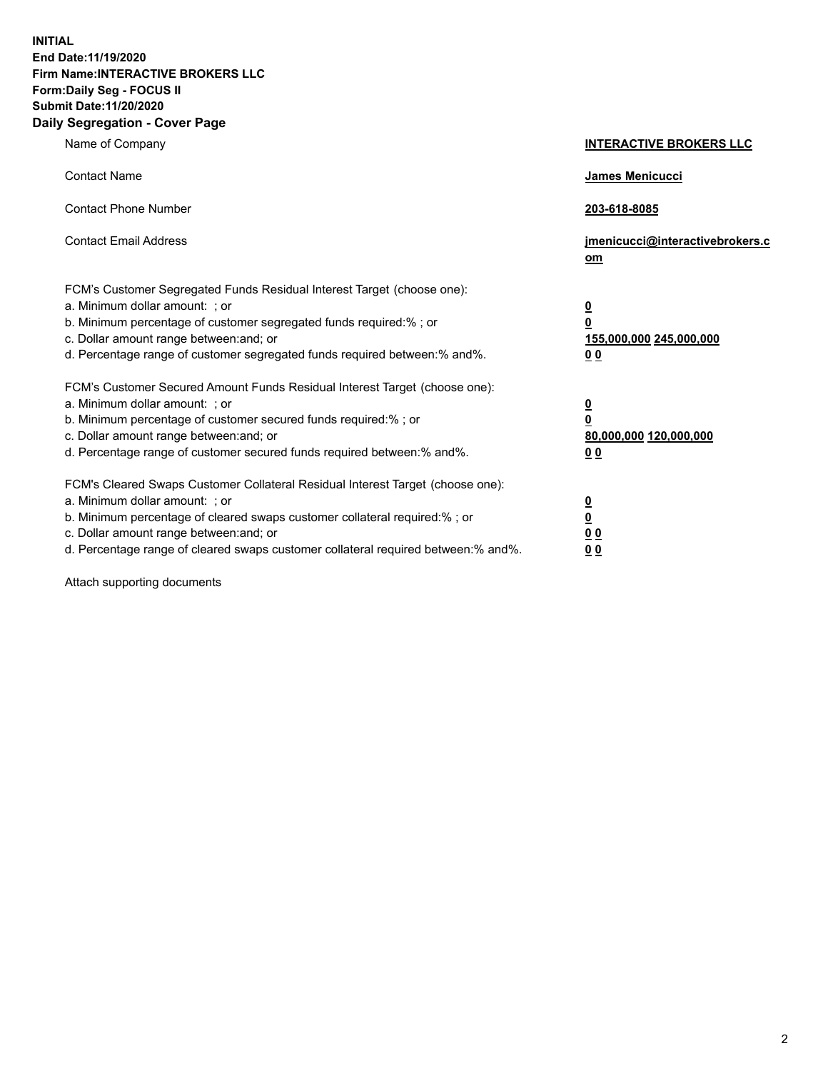**INITIAL**
**End Date:11/19/2020**
**Firm Name:INTERACTIVE BROKERS LLC**
**Form:Daily Seg - FOCUS II**
**Submit Date:11/20/2020**

## Daily Segregation - Cover Page

| | |
|---|---|
| Name of Company | **INTERACTIVE BROKERS LLC** |
| Contact Name | **James Menicucci** |
| Contact Phone Number | **203-618-8085** |
| Contact Email Address | **jmenicucci@interactivebrokers.com** |

FCM's Customer Segregated Funds Residual Interest Target (choose one):

| | |
|---|---|
| a. Minimum dollar amount: ; or | **0** |
| b. Minimum percentage of customer segregated funds required:% ; or | **0** |
| c. Dollar amount range between:and; or | **155,000,000 245,000,000** |
| d. Percentage range of customer segregated funds required between:% and%. | **0 0** |

FCM's Customer Secured Amount Funds Residual Interest Target (choose one):

| | |
|---|---|
| a. Minimum dollar amount: ; or | **0** |
| b. Minimum percentage of customer secured funds required:% ; or | **0** |
| c. Dollar amount range between:and; or | **80,000,000 120,000,000** |
| d. Percentage range of customer secured funds required between:% and%. | **0 0** |

FCM's Cleared Swaps Customer Collateral Residual Interest Target (choose one):

| | |
|---|---|
| a. Minimum dollar amount: ; or | **0** |
| b. Minimum percentage of cleared swaps customer collateral required:% ; or | **0** |
| c. Dollar amount range between:and; or | **0 0** |
| d. Percentage range of cleared swaps customer collateral required between:% and%. | **0 0** |

Attach supporting documents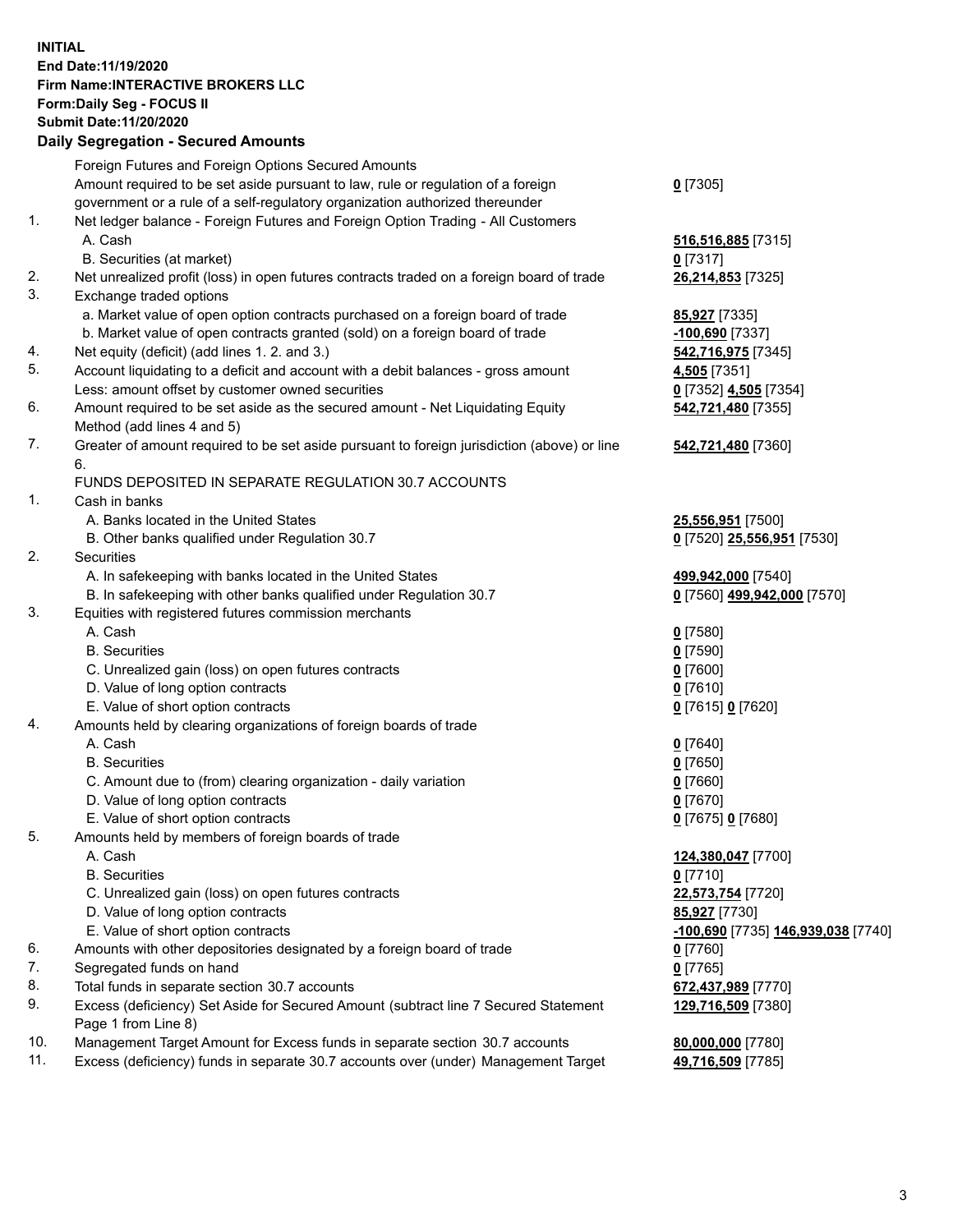**INITIAL**
**End Date:11/19/2020**
**Firm Name:INTERACTIVE BROKERS LLC**
**Form:Daily Seg - FOCUS II**
**Submit Date:11/20/2020**

## Daily Segregation - Secured Amounts

| | | |
|---|---|---|
| | Foreign Futures and Foreign Options Secured Amounts | |
| | Amount required to be set aside pursuant to law, rule or regulation of a foreign government or a rule of a self-regulatory organization authorized thereunder | **0** [7305] |
| 1. | Net ledger balance - Foreign Futures and Foreign Option Trading - All Customers | |
| | A. Cash | **516,516,885** [7315] |
| | B. Securities (at market) | **0** [7317] |
| 2. | Net unrealized profit (loss) in open futures contracts traded on a foreign board of trade | **26,214,853** [7325] |
| 3. | Exchange traded options | |
| | a. Market value of open option contracts purchased on a foreign board of trade | **85,927** [7335] |
| | b. Market value of open contracts granted (sold) on a foreign board of trade | **-100,690** [7337] |
| 4. | Net equity (deficit) (add lines 1. 2. and 3.) | **542,716,975** [7345] |
| 5. | Account liquidating to a deficit and account with a debit balances - gross amount | **4,505** [7351] |
| | Less: amount offset by customer owned securities | **0** [7352] **4,505** [7354] |
| 6. | Amount required to be set aside as the secured amount - Net Liquidating Equity Method (add lines 4 and 5) | **542,721,480** [7355] |
| 7. | Greater of amount required to be set aside pursuant to foreign jurisdiction (above) or line 6. | **542,721,480** [7360] |
| | FUNDS DEPOSITED IN SEPARATE REGULATION 30.7 ACCOUNTS | |
| 1. | Cash in banks | |
| | A. Banks located in the United States | **25,556,951** [7500] |
| | B. Other banks qualified under Regulation 30.7 | **0** [7520] **25,556,951** [7530] |
| 2. | Securities | |
| | A. In safekeeping with banks located in the United States | **499,942,000** [7540] |
| | B. In safekeeping with other banks qualified under Regulation 30.7 | **0** [7560] **499,942,000** [7570] |
| 3. | Equities with registered futures commission merchants | |
| | A. Cash | **0** [7580] |
| | B. Securities | **0** [7590] |
| | C. Unrealized gain (loss) on open futures contracts | **0** [7600] |
| | D. Value of long option contracts | **0** [7610] |
| | E. Value of short option contracts | **0** [7615] **0** [7620] |
| 4. | Amounts held by clearing organizations of foreign boards of trade | |
| | A. Cash | **0** [7640] |
| | B. Securities | **0** [7650] |
| | C. Amount due to (from) clearing organization - daily variation | **0** [7660] |
| | D. Value of long option contracts | **0** [7670] |
| | E. Value of short option contracts | **0** [7675] **0** [7680] |
| 5. | Amounts held by members of foreign boards of trade | |
| | A. Cash | **124,380,047** [7700] |
| | B. Securities | **0** [7710] |
| | C. Unrealized gain (loss) on open futures contracts | **22,573,754** [7720] |
| | D. Value of long option contracts | **85,927** [7730] |
| | E. Value of short option contracts | **-100,690** [7735] **146,939,038** [7740] |
| 6. | Amounts with other depositories designated by a foreign board of trade | **0** [7760] |
| 7. | Segregated funds on hand | **0** [7765] |
| 8. | Total funds in separate section 30.7 accounts | **672,437,989** [7770] |
| 9. | Excess (deficiency) Set Aside for Secured Amount (subtract line 7 Secured Statement Page 1 from Line 8) | **129,716,509** [7380] |
| 10. | Management Target Amount for Excess funds in separate section 30.7 accounts | **80,000,000** [7780] |
| 11. | Excess (deficiency) funds in separate 30.7 accounts over (under) Management Target | **49,716,509** [7785] |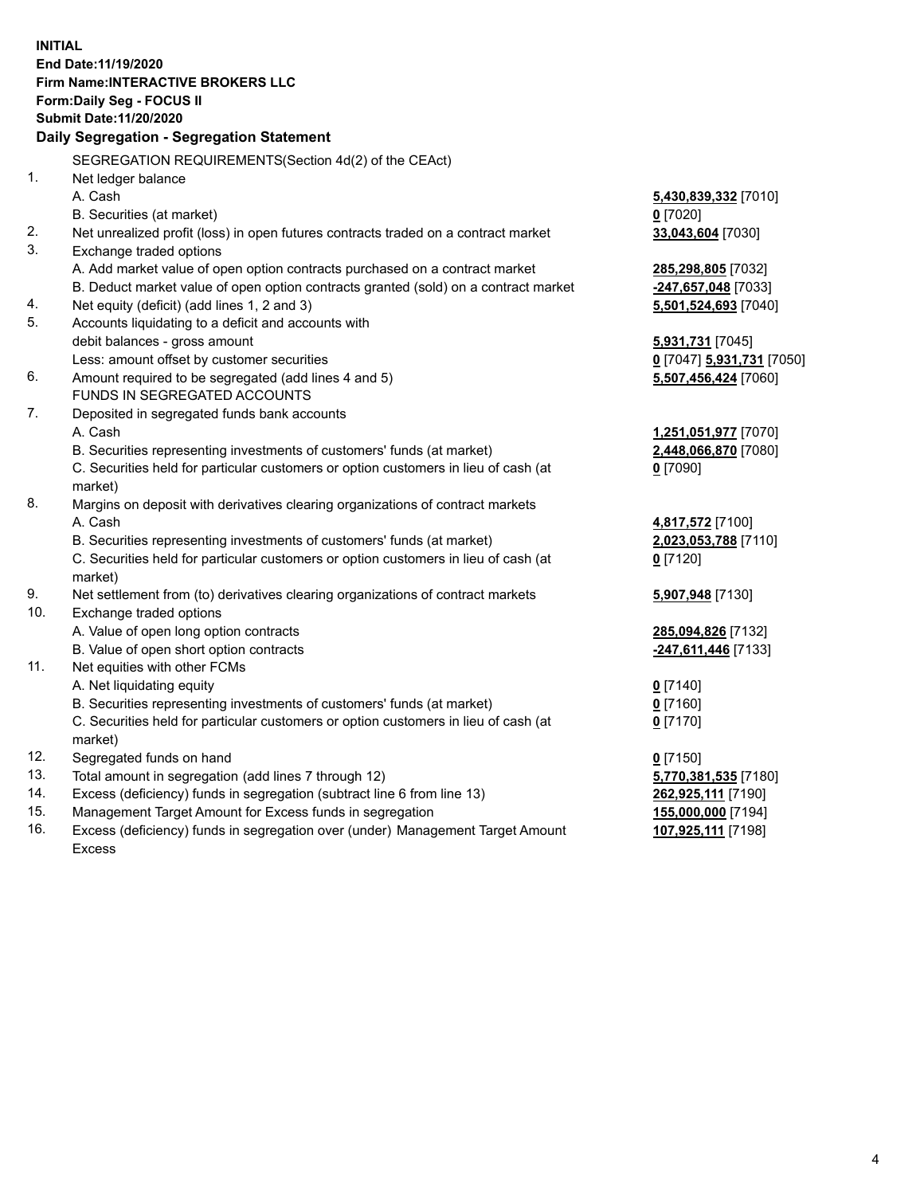**INITIAL**
**End Date:11/19/2020**
**Firm Name:INTERACTIVE BROKERS LLC**
**Form:Daily Seg - FOCUS II**
**Submit Date:11/20/2020**

### Daily Segregation - Segregation Statement

SEGREGATION REQUIREMENTS(Section 4d(2) of the CEAct)

| | | |
|---|---|---|
| 1. | Net ledger balance | |
| | A. Cash | **5,430,839,332** [7010] |
| | B. Securities (at market) | **0** [7020] |
| 2. | Net unrealized profit (loss) in open futures contracts traded on a contract market | **33,043,604** [7030] |
| 3. | Exchange traded options | |
| | A. Add market value of open option contracts purchased on a contract market | **285,298,805** [7032] |
| | B. Deduct market value of open option contracts granted (sold) on a contract market | **-247,657,048** [7033] |
| 4. | Net equity (deficit) (add lines 1, 2 and 3) | **5,501,524,693** [7040] |
| 5. | Accounts liquidating to a deficit and accounts with debit balances - gross amount | **5,931,731** [7045] |
| | Less: amount offset by customer securities | **0** [7047] **5,931,731** [7050] |
| 6. | Amount required to be segregated (add lines 4 and 5) | **5,507,456,424** [7060] |
| | FUNDS IN SEGREGATED ACCOUNTS | |
| 7. | Deposited in segregated funds bank accounts | |
| | A. Cash | **1,251,051,977** [7070] |
| | B. Securities representing investments of customers' funds (at market) | **2,448,066,870** [7080] |
| | C. Securities held for particular customers or option customers in lieu of cash (at market) | **0** [7090] |
| 8. | Margins on deposit with derivatives clearing organizations of contract markets | |
| | A. Cash | **4,817,572** [7100] |
| | B. Securities representing investments of customers' funds (at market) | **2,023,053,788** [7110] |
| | C. Securities held for particular customers or option customers in lieu of cash (at market) | **0** [7120] |
| 9. | Net settlement from (to) derivatives clearing organizations of contract markets | **5,907,948** [7130] |
| 10. | Exchange traded options | |
| | A. Value of open long option contracts | **285,094,826** [7132] |
| | B. Value of open short option contracts | **-247,611,446** [7133] |
| 11. | Net equities with other FCMs | |
| | A. Net liquidating equity | **0** [7140] |
| | B. Securities representing investments of customers' funds (at market) | **0** [7160] |
| | C. Securities held for particular customers or option customers in lieu of cash (at market) | **0** [7170] |
| 12. | Segregated funds on hand | **0** [7150] |
| 13. | Total amount in segregation (add lines 7 through 12) | **5,770,381,535** [7180] |
| 14. | Excess (deficiency) funds in segregation (subtract line 6 from line 13) | **262,925,111** [7190] |
| 15. | Management Target Amount for Excess funds in segregation | **155,000,000** [7194] |
| 16. | Excess (deficiency) funds in segregation over (under) Management Target Amount Excess | **107,925,111** [7198] |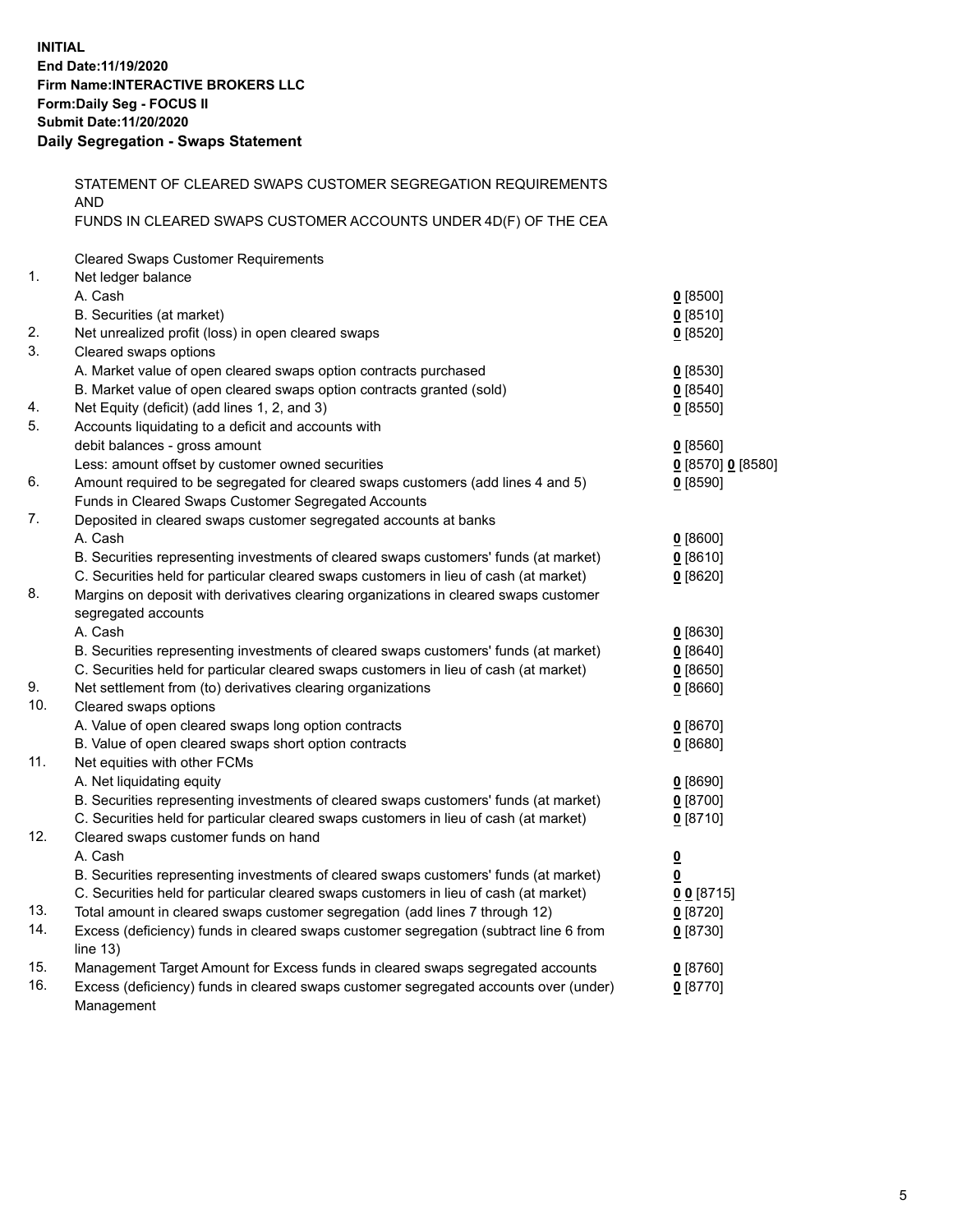**INITIAL**
**End Date:11/19/2020**
**Firm Name:INTERACTIVE BROKERS LLC**
**Form:Daily Seg - FOCUS II**
**Submit Date:11/20/2020**
**Daily Segregation - Swaps Statement**

STATEMENT OF CLEARED SWAPS CUSTOMER SEGREGATION REQUIREMENTS AND FUNDS IN CLEARED SWAPS CUSTOMER ACCOUNTS UNDER 4D(F) OF THE CEA

| | | |
|---|---|---|
| | Cleared Swaps Customer Requirements | |
| 1. | Net ledger balance | |
| | A. Cash | 0 [8500] |
| | B. Securities (at market) | 0 [8510] |
| 2. | Net unrealized profit (loss) in open cleared swaps | 0 [8520] |
| 3. | Cleared swaps options | |
| | A. Market value of open cleared swaps option contracts purchased | 0 [8530] |
| | B. Market value of open cleared swaps option contracts granted (sold) | 0 [8540] |
| 4. | Net Equity (deficit) (add lines 1, 2, and 3) | 0 [8550] |
| 5. | Accounts liquidating to a deficit and accounts with debit balances - gross amount | 0 [8560] |
| | Less: amount offset by customer owned securities | 0 [8570] 0 [8580] |
| 6. | Amount required to be segregated for cleared swaps customers (add lines 4 and 5) | 0 [8590] |
| | Funds in Cleared Swaps Customer Segregated Accounts | |
| 7. | Deposited in cleared swaps customer segregated accounts at banks | |
| | A. Cash | 0 [8600] |
| | B. Securities representing investments of cleared swaps customers' funds (at market) | 0 [8610] |
| | C. Securities held for particular cleared swaps customers in lieu of cash (at market) | 0 [8620] |
| 8. | Margins on deposit with derivatives clearing organizations in cleared swaps customer segregated accounts | |
| | A. Cash | 0 [8630] |
| | B. Securities representing investments of cleared swaps customers' funds (at market) | 0 [8640] |
| | C. Securities held for particular cleared swaps customers in lieu of cash (at market) | 0 [8650] |
| 9. | Net settlement from (to) derivatives clearing organizations | 0 [8660] |
| 10. | Cleared swaps options | |
| | A. Value of open cleared swaps long option contracts | 0 [8670] |
| | B. Value of open cleared swaps short option contracts | 0 [8680] |
| 11. | Net equities with other FCMs | |
| | A. Net liquidating equity | 0 [8690] |
| | B. Securities representing investments of cleared swaps customers' funds (at market) | 0 [8700] |
| | C. Securities held for particular cleared swaps customers in lieu of cash (at market) | 0 [8710] |
| 12. | Cleared swaps customer funds on hand | |
| | A. Cash | 0 |
| | B. Securities representing investments of cleared swaps customers' funds (at market) | 0 |
| | C. Securities held for particular cleared swaps customers in lieu of cash (at market) | 0 0 [8715] |
| 13. | Total amount in cleared swaps customer segregation (add lines 7 through 12) | 0 [8720] |
| 14. | Excess (deficiency) funds in cleared swaps customer segregation (subtract line 6 from line 13) | 0 [8730] |
| 15. | Management Target Amount for Excess funds in cleared swaps segregated accounts | 0 [8760] |
| 16. | Excess (deficiency) funds in cleared swaps customer segregated accounts over (under) Management | 0 [8770] |